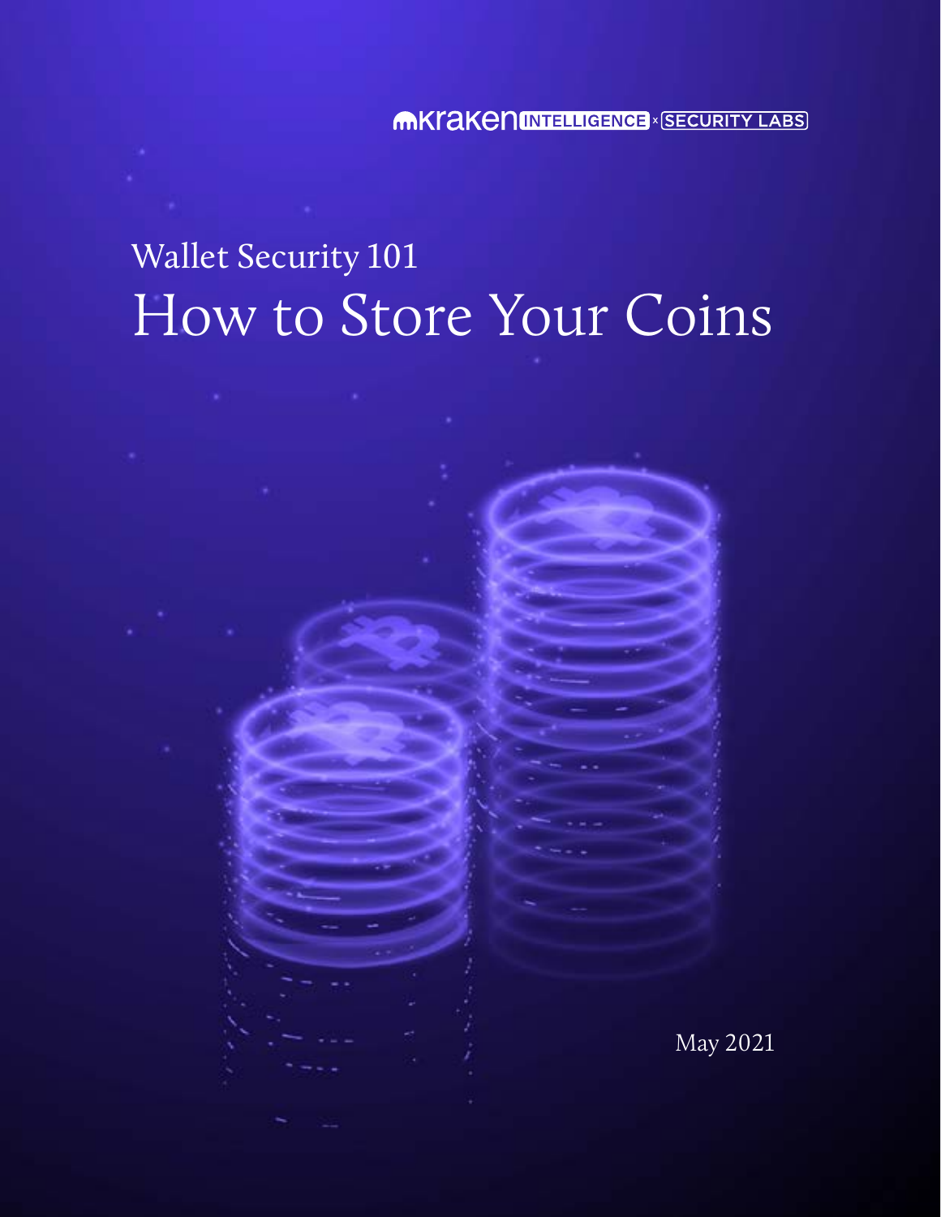Kraken INTELLIGENCE x SECURITY LABS

# Wallet Security 101
# How to Store Your Coins

May 2021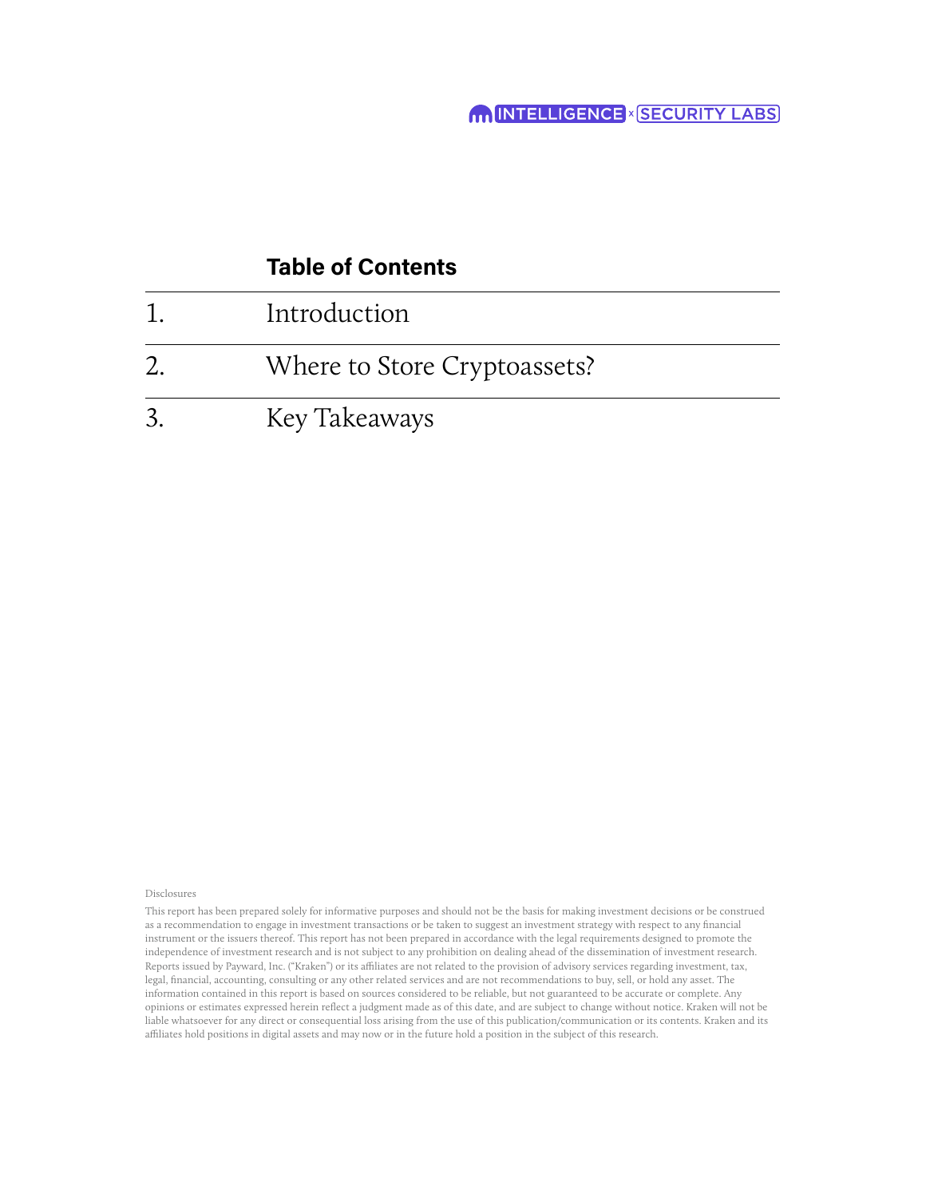## Table of Contents

| | |
|---|---|
| 1. | Introduction |
| 2. | Where to Store Cryptoassets? |
| 3. | Key Takeaways |

Disclosures

This report has been prepared solely for informative purposes and should not be the basis for making investment decisions or be construed as a recommendation to engage in investment transactions or be taken to suggest an investment strategy with respect to any financial instrument or the issuers thereof. This report has not been prepared in accordance with the legal requirements designed to promote the independence of investment research and is not subject to any prohibition on dealing ahead of the dissemination of investment research. Reports issued by Payward, Inc. ("Kraken") or its affiliates are not related to the provision of advisory services regarding investment, tax, legal, financial, accounting, consulting or any other related services and are not recommendations to buy, sell, or hold any asset. The information contained in this report is based on sources considered to be reliable, but not guaranteed to be accurate or complete. Any opinions or estimates expressed herein reflect a judgment made as of this date, and are subject to change without notice. Kraken will not be liable whatsoever for any direct or consequential loss arising from the use of this publication/communication or its contents. Kraken and its affiliates hold positions in digital assets and may now or in the future hold a position in the subject of this research.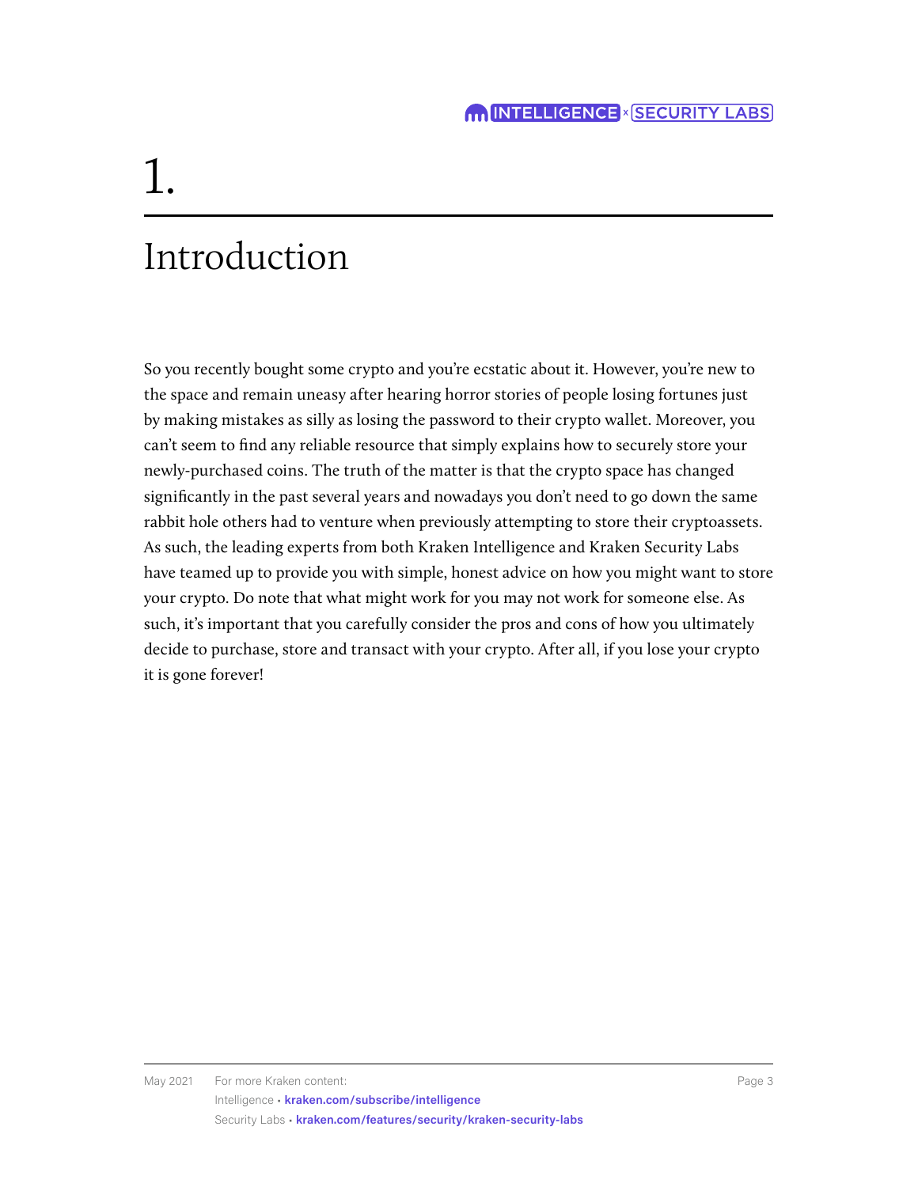# 1.

# Introduction

So you recently bought some crypto and you're ecstatic about it. However, you're new to the space and remain uneasy after hearing horror stories of people losing fortunes just by making mistakes as silly as losing the password to their crypto wallet. Moreover, you can't seem to find any reliable resource that simply explains how to securely store your newly-purchased coins. The truth of the matter is that the crypto space has changed significantly in the past several years and nowadays you don't need to go down the same rabbit hole others had to venture when previously attempting to store their cryptoassets. As such, the leading experts from both Kraken Intelligence and Kraken Security Labs have teamed up to provide you with simple, honest advice on how you might want to store your crypto. Do note that what might work for you may not work for someone else. As such, it's important that you carefully consider the pros and cons of how you ultimately decide to purchase, store and transact with your crypto. After all, if you lose your crypto it is gone forever!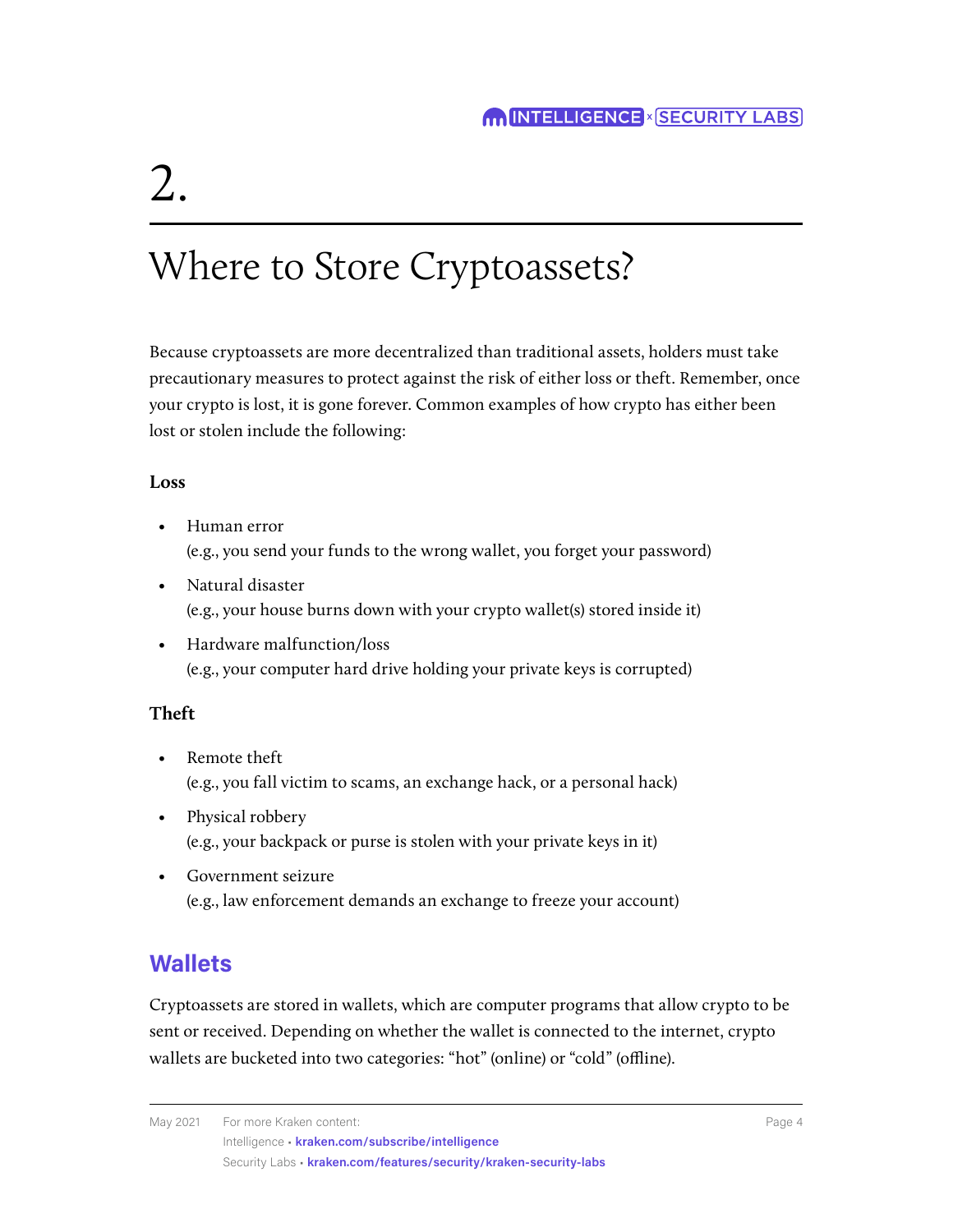# 2.

# Where to Store Cryptoassets?

Because cryptoassets are more decentralized than traditional assets, holders must take precautionary measures to protect against the risk of either loss or theft. Remember, once your crypto is lost, it is gone forever. Common examples of how crypto has either been lost or stolen include the following:

**Loss**

- Human error
  (e.g., you send your funds to the wrong wallet, you forget your password)
- Natural disaster
  (e.g., your house burns down with your crypto wallet(s) stored inside it)
- Hardware malfunction/loss
  (e.g., your computer hard drive holding your private keys is corrupted)

**Theft**

- Remote theft
  (e.g., you fall victim to scams, an exchange hack, or a personal hack)
- Physical robbery
  (e.g., your backpack or purse is stolen with your private keys in it)
- Government seizure
  (e.g., law enforcement demands an exchange to freeze your account)

## Wallets

Cryptoassets are stored in wallets, which are computer programs that allow crypto to be sent or received. Depending on whether the wallet is connected to the internet, crypto wallets are bucketed into two categories: "hot" (online) or "cold" (offline).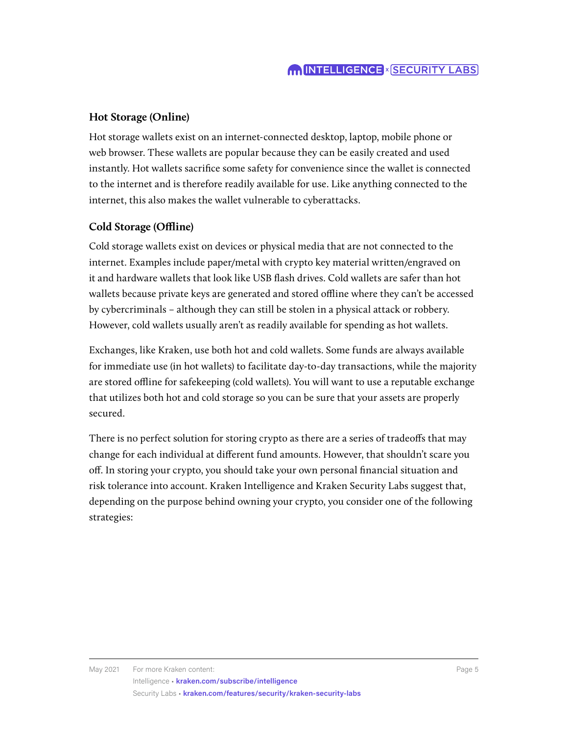### Hot Storage (Online)

Hot storage wallets exist on an internet-connected desktop, laptop, mobile phone or web browser. These wallets are popular because they can be easily created and used instantly. Hot wallets sacrifice some safety for convenience since the wallet is connected to the internet and is therefore readily available for use. Like anything connected to the internet, this also makes the wallet vulnerable to cyberattacks.

### Cold Storage (Offline)

Cold storage wallets exist on devices or physical media that are not connected to the internet. Examples include paper/metal with crypto key material written/engraved on it and hardware wallets that look like USB flash drives. Cold wallets are safer than hot wallets because private keys are generated and stored offline where they can't be accessed by cybercriminals – although they can still be stolen in a physical attack or robbery. However, cold wallets usually aren't as readily available for spending as hot wallets.

Exchanges, like Kraken, use both hot and cold wallets. Some funds are always available for immediate use (in hot wallets) to facilitate day-to-day transactions, while the majority are stored offline for safekeeping (cold wallets). You will want to use a reputable exchange that utilizes both hot and cold storage so you can be sure that your assets are properly secured.

There is no perfect solution for storing crypto as there are a series of tradeoffs that may change for each individual at different fund amounts. However, that shouldn't scare you off. In storing your crypto, you should take your own personal financial situation and risk tolerance into account. Kraken Intelligence and Kraken Security Labs suggest that, depending on the purpose behind owning your crypto, you consider one of the following strategies: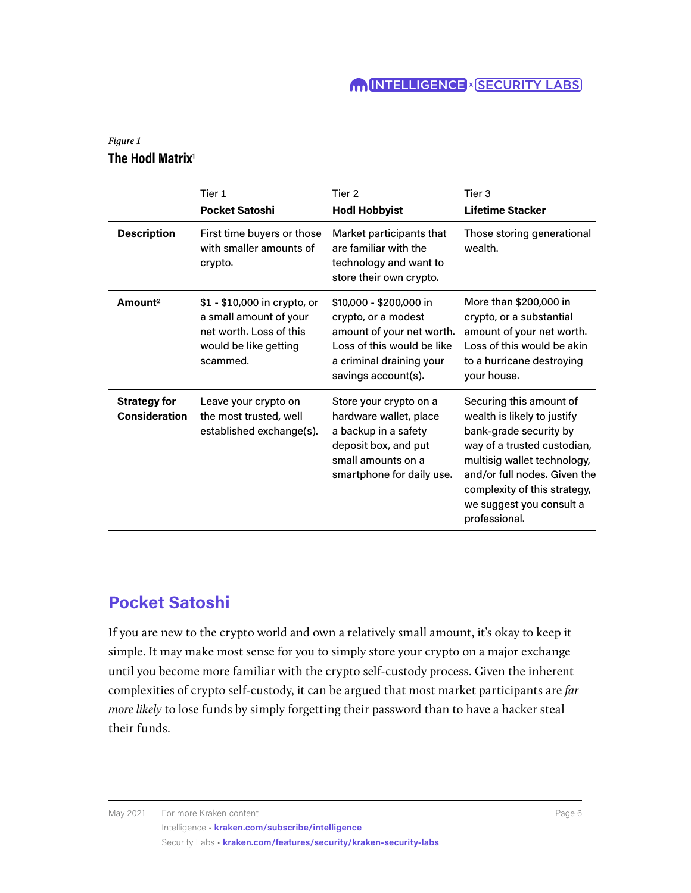*Figure 1*

**The Hodl Matrix**[1]

| | Tier 1<br>**Pocket Satoshi** | Tier 2<br>**Hodl Hobbyist** | Tier 3<br>**Lifetime Stacker** |
|---|---|---|---|
| **Description** | First time buyers or those with smaller amounts of crypto. | Market participants that are familiar with the technology and want to store their own crypto. | Those storing generational wealth. |
| **Amount**[2] | $1 - $10,000 in crypto, or a small amount of your net worth. Loss of this would be like getting scammed. | $10,000 - $200,000 in crypto, or a modest amount of your net worth. Loss of this would be like a criminal draining your savings account(s). | More than $200,000 in crypto, or a substantial amount of your net worth. Loss of this would be akin to a hurricane destroying your house. |
| **Strategy for Consideration** | Leave your crypto on the most trusted, well established exchange(s). | Store your crypto on a hardware wallet, place a backup in a safety deposit box, and put small amounts on a smartphone for daily use. | Securing this amount of wealth is likely to justify bank-grade security by way of a trusted custodian, multisig wallet technology, and/or full nodes. Given the complexity of this strategy, we suggest you consult a professional. |

## Pocket Satoshi

If you are new to the crypto world and own a relatively small amount, it's okay to keep it simple. It may make most sense for you to simply store your crypto on a major exchange until you become more familiar with the crypto self-custody process. Given the inherent complexities of crypto self-custody, it can be argued that most market participants are *far more likely* to lose funds by simply forgetting their password than to have a hacker steal their funds.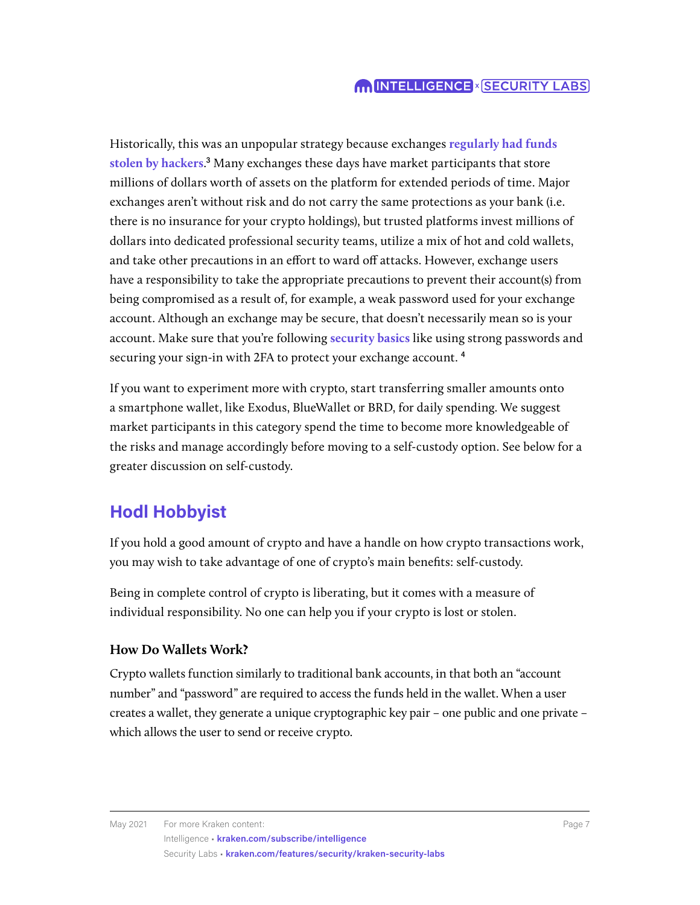Historically, this was an unpopular strategy because exchanges **regularly had funds stolen by hackers**.[3] Many exchanges these days have market participants that store millions of dollars worth of assets on the platform for extended periods of time. Major exchanges aren't without risk and do not carry the same protections as your bank (i.e. there is no insurance for your crypto holdings), but trusted platforms invest millions of dollars into dedicated professional security teams, utilize a mix of hot and cold wallets, and take other precautions in an effort to ward off attacks. However, exchange users have a responsibility to take the appropriate precautions to prevent their account(s) from being compromised as a result of, for example, a weak password used for your exchange account. Although an exchange may be secure, that doesn't necessarily mean so is your account. Make sure that you're following **security basics** like using strong passwords and securing your sign-in with 2FA to protect your exchange account. [4]

If you want to experiment more with crypto, start transferring smaller amounts onto a smartphone wallet, like Exodus, BlueWallet or BRD, for daily spending. We suggest market participants in this category spend the time to become more knowledgeable of the risks and manage accordingly before moving to a self-custody option. See below for a greater discussion on self-custody.

## Hodl Hobbyist

If you hold a good amount of crypto and have a handle on how crypto transactions work, you may wish to take advantage of one of crypto's main benefits: self-custody.

Being in complete control of crypto is liberating, but it comes with a measure of individual responsibility. No one can help you if your crypto is lost or stolen.

### How Do Wallets Work?

Crypto wallets function similarly to traditional bank accounts, in that both an "account number" and "password" are required to access the funds held in the wallet. When a user creates a wallet, they generate a unique cryptographic key pair – one public and one private – which allows the user to send or receive crypto.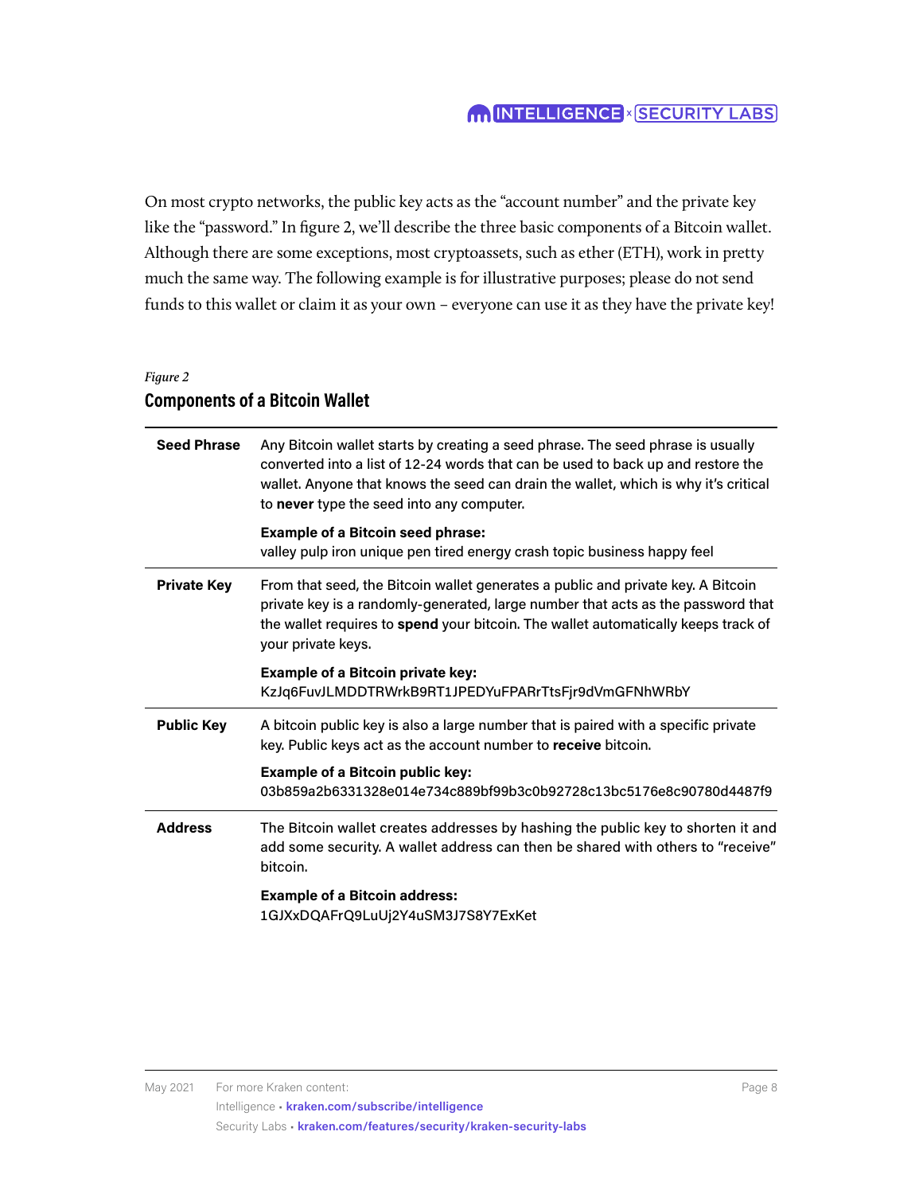On most crypto networks, the public key acts as the "account number" and the private key like the "password." In figure 2, we'll describe the three basic components of a Bitcoin wallet. Although there are some exceptions, most cryptoassets, such as ether (ETH), work in pretty much the same way. The following example is for illustrative purposes; please do not send funds to this wallet or claim it as your own – everyone can use it as they have the private key!

*Figure 2*

## Components of a Bitcoin Wallet

| | |
|---|---|
| **Seed Phrase** | Any Bitcoin wallet starts by creating a seed phrase. The seed phrase is usually converted into a list of 12-24 words that can be used to back up and restore the wallet. Anyone that knows the seed can drain the wallet, which is why it's critical to **never** type the seed into any computer.<br><br>**Example of a Bitcoin seed phrase:**<br>valley pulp iron unique pen tired energy crash topic business happy feel |
| **Private Key** | From that seed, the Bitcoin wallet generates a public and private key. A Bitcoin private key is a randomly-generated, large number that acts as the password that the wallet requires to **spend** your bitcoin. The wallet automatically keeps track of your private keys.<br><br>**Example of a Bitcoin private key:**<br>KzJq6FuvJLMDDTRWrkB9RT1JPEDYuFPARrTtsFjr9dVmGFNhWRbY |
| **Public Key** | A bitcoin public key is also a large number that is paired with a specific private key. Public keys act as the account number to **receive** bitcoin.<br><br>**Example of a Bitcoin public key:**<br>03b859a2b6331328e014e734c889bf99b3c0b92728c13bc5176e8c90780d4487f9 |
| **Address** | The Bitcoin wallet creates addresses by hashing the public key to shorten it and add some security. A wallet address can then be shared with others to "receive" bitcoin.<br><br>**Example of a Bitcoin address:**<br>1GJXxDQAFrQ9LuUj2Y4uSM3J7S8Y7ExKet |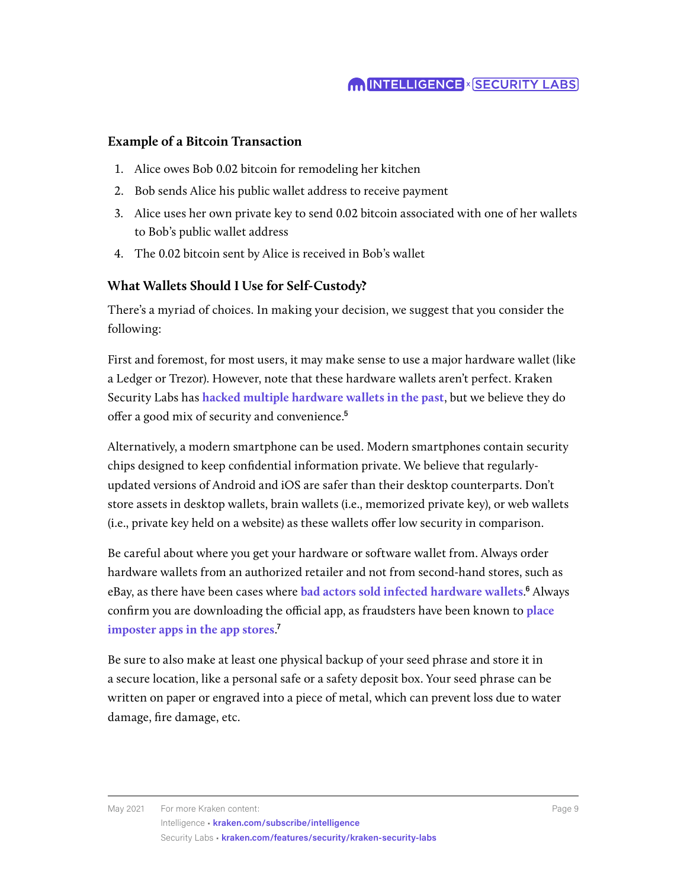### Example of a Bitcoin Transaction

1. Alice owes Bob 0.02 bitcoin for remodeling her kitchen
2. Bob sends Alice his public wallet address to receive payment
3. Alice uses her own private key to send 0.02 bitcoin associated with one of her wallets to Bob's public wallet address
4. The 0.02 bitcoin sent by Alice is received in Bob's wallet

### What Wallets Should I Use for Self-Custody?

There's a myriad of choices. In making your decision, we suggest that you consider the following:

First and foremost, for most users, it may make sense to use a major hardware wallet (like a Ledger or Trezor). However, note that these hardware wallets aren't perfect. Kraken Security Labs has **hacked multiple hardware wallets in the past**, but we believe they do offer a good mix of security and convenience.[5]

Alternatively, a modern smartphone can be used. Modern smartphones contain security chips designed to keep confidential information private. We believe that regularly-updated versions of Android and iOS are safer than their desktop counterparts. Don't store assets in desktop wallets, brain wallets (i.e., memorized private key), or web wallets (i.e., private key held on a website) as these wallets offer low security in comparison.

Be careful about where you get your hardware or software wallet from. Always order hardware wallets from an authorized retailer and not from second-hand stores, such as eBay, as there have been cases where **bad actors sold infected hardware wallets**.[6] Always confirm you are downloading the official app, as fraudsters have been known to **place imposter apps in the app stores**.[7]

Be sure to also make at least one physical backup of your seed phrase and store it in a secure location, like a personal safe or a safety deposit box. Your seed phrase can be written on paper or engraved into a piece of metal, which can prevent loss due to water damage, fire damage, etc.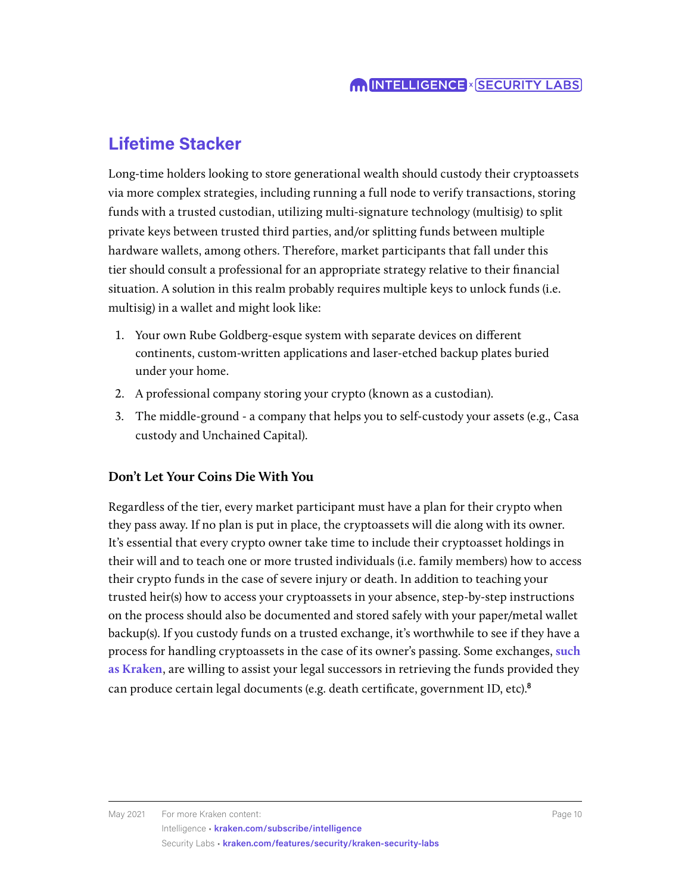## Lifetime Stacker

Long-time holders looking to store generational wealth should custody their cryptoassets via more complex strategies, including running a full node to verify transactions, storing funds with a trusted custodian, utilizing multi-signature technology (multisig) to split private keys between trusted third parties, and/or splitting funds between multiple hardware wallets, among others. Therefore, market participants that fall under this tier should consult a professional for an appropriate strategy relative to their financial situation. A solution in this realm probably requires multiple keys to unlock funds (i.e. multisig) in a wallet and might look like:

1. Your own Rube Goldberg-esque system with separate devices on different continents, custom-written applications and laser-etched backup plates buried under your home.
2. A professional company storing your crypto (known as a custodian).
3. The middle-ground - a company that helps you to self-custody your assets (e.g., Casa custody and Unchained Capital).

### Don't Let Your Coins Die With You

Regardless of the tier, every market participant must have a plan for their crypto when they pass away. If no plan is put in place, the cryptoassets will die along with its owner. It's essential that every crypto owner take time to include their cryptoasset holdings in their will and to teach one or more trusted individuals (i.e. family members) how to access their crypto funds in the case of severe injury or death. In addition to teaching your trusted heir(s) how to access your cryptoassets in your absence, step-by-step instructions on the process should also be documented and stored safely with your paper/metal wallet backup(s). If you custody funds on a trusted exchange, it's worthwhile to see if they have a process for handling cryptoassets in the case of its owner's passing. Some exchanges, **such as Kraken**, are willing to assist your legal successors in retrieving the funds provided they can produce certain legal documents (e.g. death certificate, government ID, etc).[8]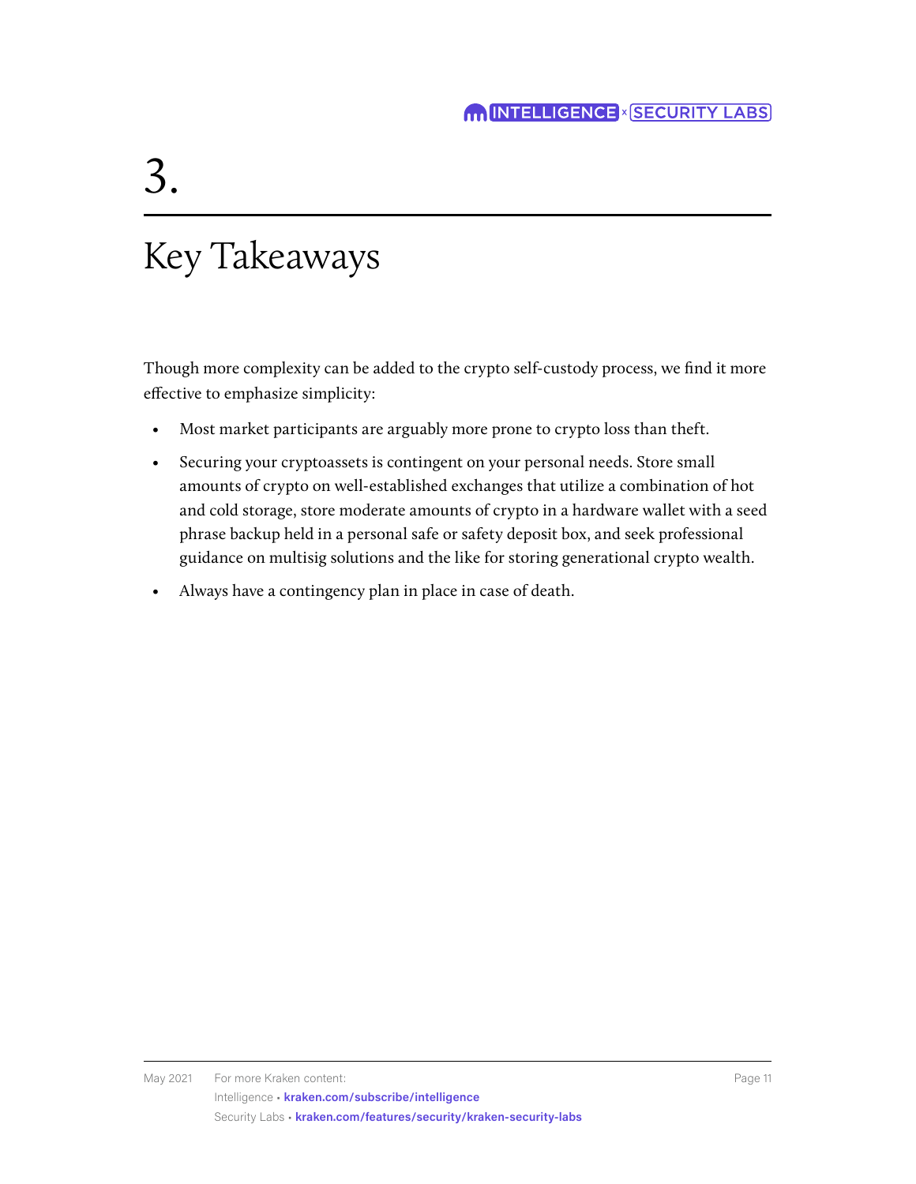# 3.

# Key Takeaways

Though more complexity can be added to the crypto self-custody process, we find it more effective to emphasize simplicity:

- Most market participants are arguably more prone to crypto loss than theft.
- Securing your cryptoassets is contingent on your personal needs. Store small amounts of crypto on well-established exchanges that utilize a combination of hot and cold storage, store moderate amounts of crypto in a hardware wallet with a seed phrase backup held in a personal safe or safety deposit box, and seek professional guidance on multisig solutions and the like for storing generational crypto wealth.
- Always have a contingency plan in place in case of death.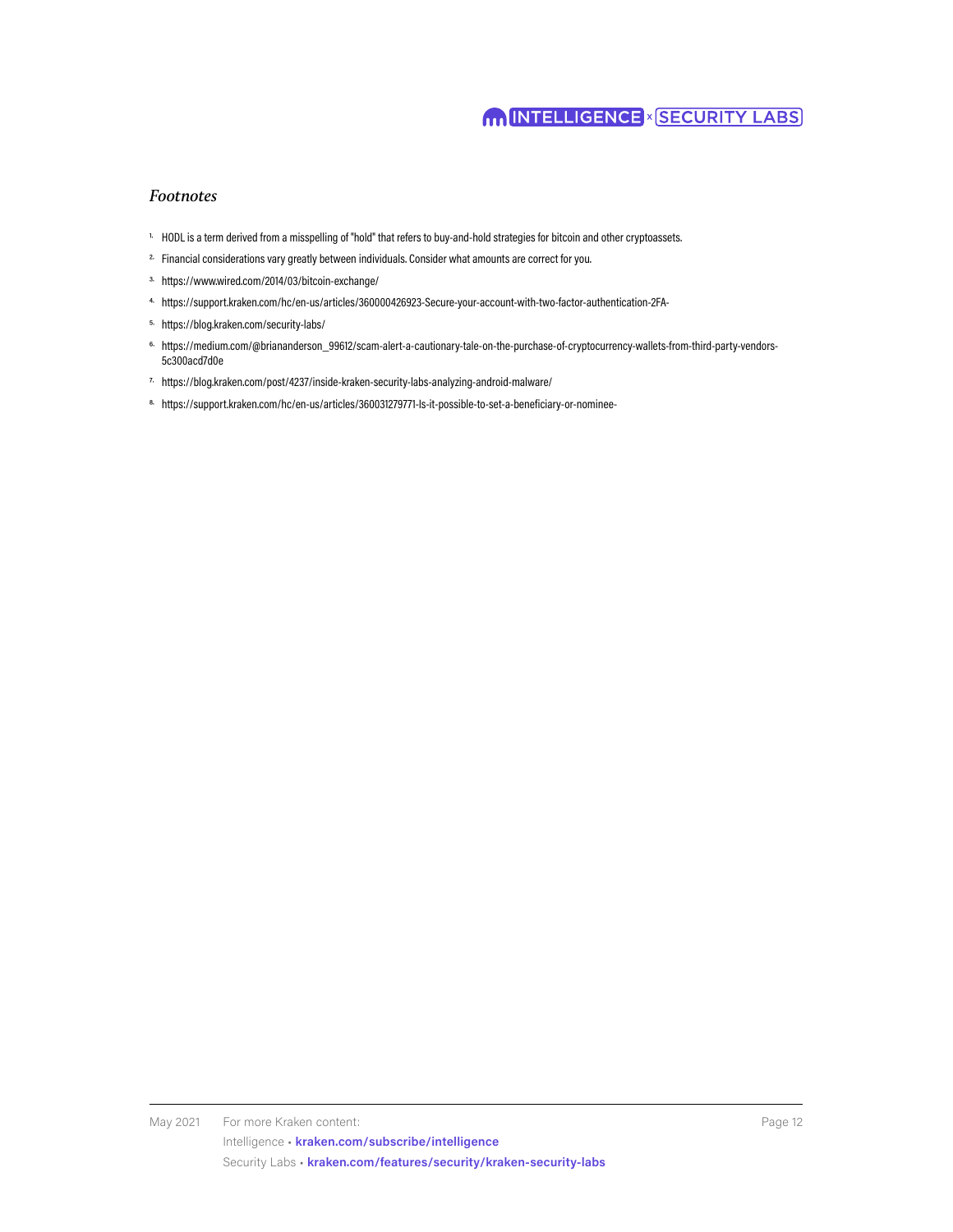*Footnotes*

1. HODL is a term derived from a misspelling of "hold" that refers to buy-and-hold strategies for bitcoin and other cryptoassets.
2. Financial considerations vary greatly between individuals. Consider what amounts are correct for you.
3. https://www.wired.com/2014/03/bitcoin-exchange/
4. https://support.kraken.com/hc/en-us/articles/360000426923-Secure-your-account-with-two-factor-authentication-2FA-
5. https://blog.kraken.com/security-labs/
6. https://medium.com/@briananderson_99612/scam-alert-a-cautionary-tale-on-the-purchase-of-cryptocurrency-wallets-from-third-party-vendors-5c300acd7d0e
7. https://blog.kraken.com/post/4237/inside-kraken-security-labs-analyzing-android-malware/
8. https://support.kraken.com/hc/en-us/articles/360031279771-Is-it-possible-to-set-a-beneficiary-or-nominee-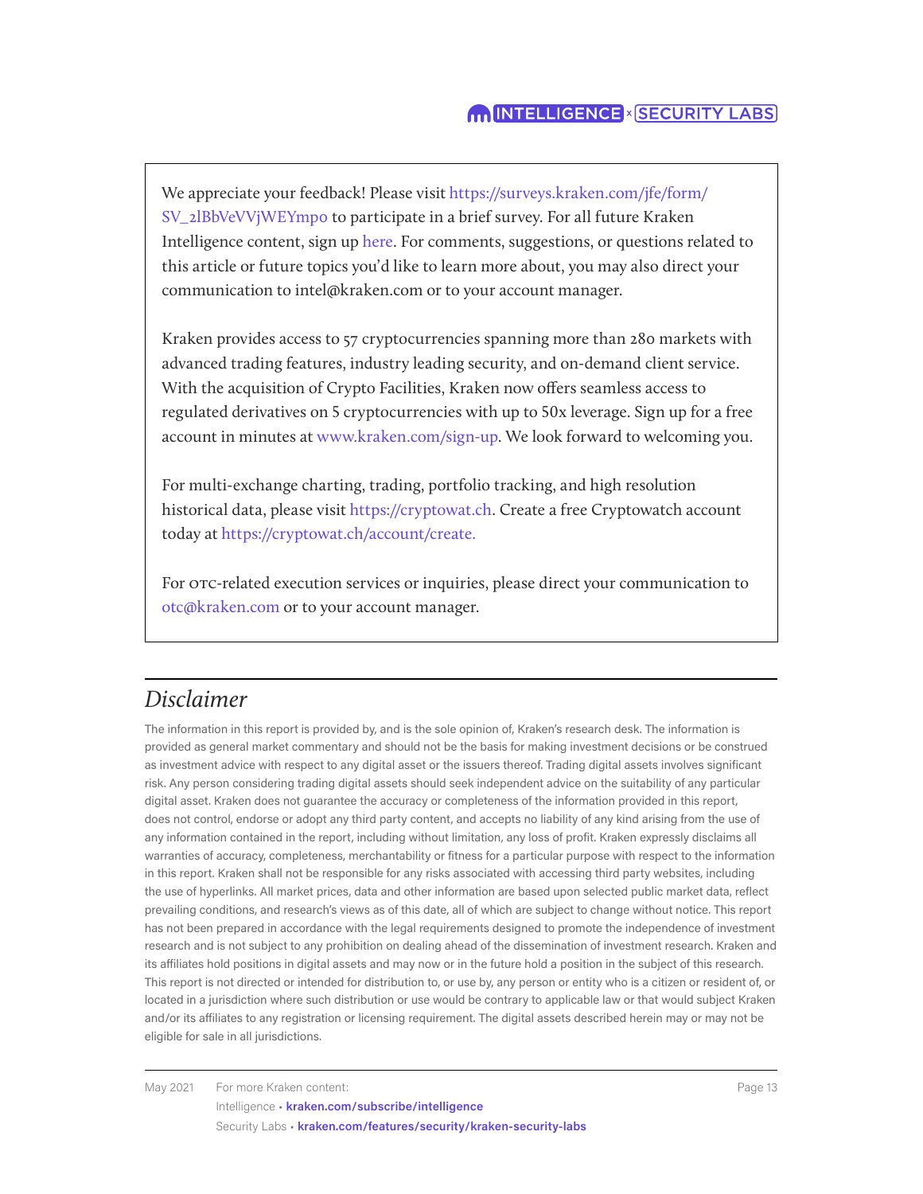We appreciate your feedback! Please visit https://surveys.kraken.com/jfe/form/SV_2lBbVeVVjWEYmpo to participate in a brief survey. For all future Kraken Intelligence content, sign up here. For comments, suggestions, or questions related to this article or future topics you'd like to learn more about, you may also direct your communication to intel@kraken.com or to your account manager.

Kraken provides access to 57 cryptocurrencies spanning more than 280 markets with advanced trading features, industry leading security, and on-demand client service. With the acquisition of Crypto Facilities, Kraken now offers seamless access to regulated derivatives on 5 cryptocurrencies with up to 50x leverage. Sign up for a free account in minutes at www.kraken.com/sign-up. We look forward to welcoming you.

For multi-exchange charting, trading, portfolio tracking, and high resolution historical data, please visit https://cryptowat.ch. Create a free Cryptowatch account today at https://cryptowat.ch/account/create.

For OTC-related execution services or inquiries, please direct your communication to otc@kraken.com or to your account manager.

## *Disclaimer*

The information in this report is provided by, and is the sole opinion of, Kraken's research desk. The information is provided as general market commentary and should not be the basis for making investment decisions or be construed as investment advice with respect to any digital asset or the issuers thereof. Trading digital assets involves significant risk. Any person considering trading digital assets should seek independent advice on the suitability of any particular digital asset. Kraken does not guarantee the accuracy or completeness of the information provided in this report, does not control, endorse or adopt any third party content, and accepts no liability of any kind arising from the use of any information contained in the report, including without limitation, any loss of profit. Kraken expressly disclaims all warranties of accuracy, completeness, merchantability or fitness for a particular purpose with respect to the information in this report. Kraken shall not be responsible for any risks associated with accessing third party websites, including the use of hyperlinks. All market prices, data and other information are based upon selected public market data, reflect prevailing conditions, and research's views as of this date, all of which are subject to change without notice. This report has not been prepared in accordance with the legal requirements designed to promote the independence of investment research and is not subject to any prohibition on dealing ahead of the dissemination of investment research. Kraken and its affiliates hold positions in digital assets and may now or in the future hold a position in the subject of this research. This report is not directed or intended for distribution to, or use by, any person or entity who is a citizen or resident of, or located in a jurisdiction where such distribution or use would be contrary to applicable law or that would subject Kraken and/or its affiliates to any registration or licensing requirement. The digital assets described herein may or may not be eligible for sale in all jurisdictions.